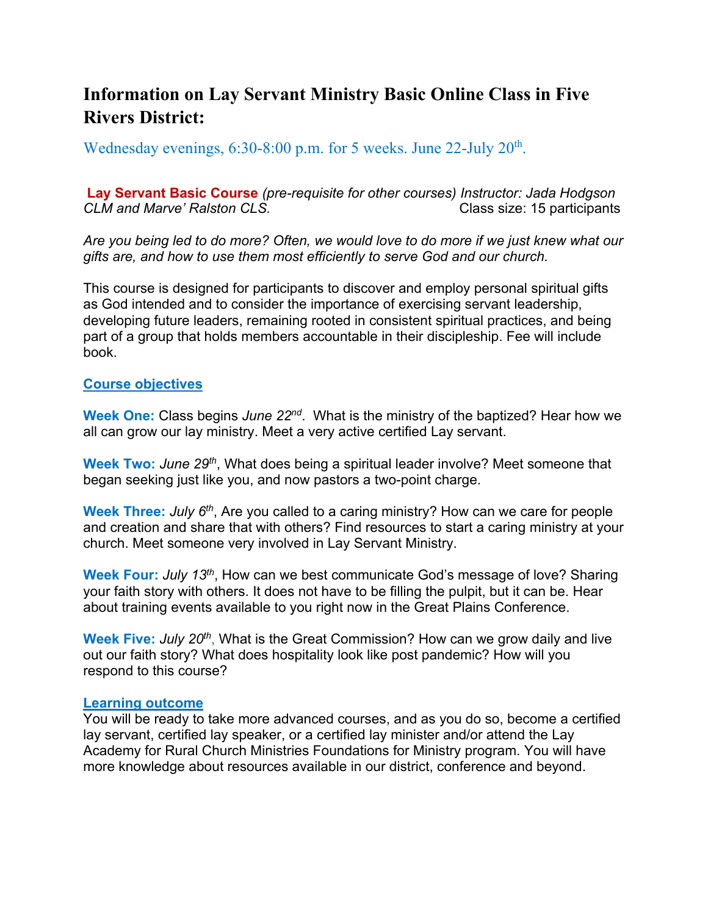# Information on Lay Servant Ministry Basic Online Class in Five Rivers District:

Wednesday evenings, 6:30-8:00 p.m. for 5 weeks. June 22-July 20th.

**Lay Servant Basic Course** *(pre-requisite for other courses) Instructor: Jada Hodgson CLM and Marve' Ralston CLS.* Class size: 15 participants

*Are you being led to do more? Often, we would love to do more if we just knew what our gifts are, and how to use them most efficiently to serve God and our church.*

This course is designed for participants to discover and employ personal spiritual gifts as God intended and to consider the importance of exercising servant leadership, developing future leaders, remaining rooted in consistent spiritual practices, and being part of a group that holds members accountable in their discipleship. Fee will include book.

## Course objectives

**Week One:** Class begins *June 22nd*. What is the ministry of the baptized? Hear how we all can grow our lay ministry. Meet a very active certified Lay servant.

**Week Two:** *June 29th*, What does being a spiritual leader involve? Meet someone that began seeking just like you, and now pastors a two-point charge.

**Week Three:** *July 6th*, Are you called to a caring ministry? How can we care for people and creation and share that with others? Find resources to start a caring ministry at your church. Meet someone very involved in Lay Servant Ministry.

**Week Four:** *July 13th*, How can we best communicate God's message of love? Sharing your faith story with others. It does not have to be filling the pulpit, but it can be. Hear about training events available to you right now in the Great Plains Conference.

**Week Five:** *July 20th*, What is the Great Commission? How can we grow daily and live out our faith story? What does hospitality look like post pandemic? How will you respond to this course?

## Learning outcome

You will be ready to take more advanced courses, and as you do so, become a certified lay servant, certified lay speaker, or a certified lay minister and/or attend the Lay Academy for Rural Church Ministries Foundations for Ministry program. You will have more knowledge about resources available in our district, conference and beyond.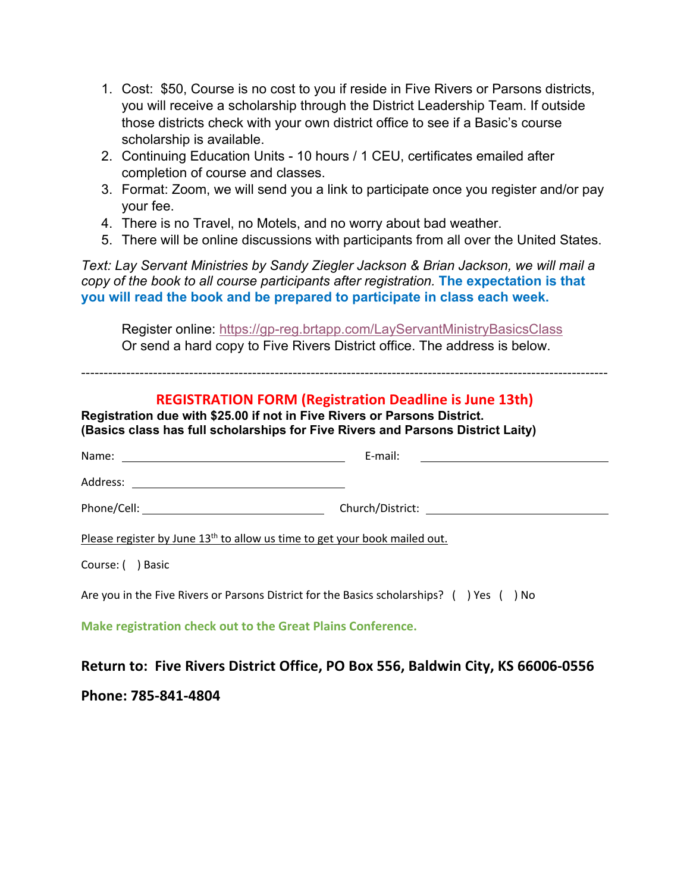1. Cost: $50, Course is no cost to you if reside in Five Rivers or Parsons districts, you will receive a scholarship through the District Leadership Team. If outside those districts check with your own district office to see if a Basic's course scholarship is available.
2. Continuing Education Units - 10 hours / 1 CEU, certificates emailed after completion of course and classes.
3. Format: Zoom, we will send you a link to participate once you register and/or pay your fee.
4. There is no Travel, no Motels, and no worry about bad weather.
5. There will be online discussions with participants from all over the United States.

*Text: Lay Servant Ministries by Sandy Ziegler Jackson & Brian Jackson, we will mail a copy of the book to all course participants after registration.* **The expectation is that you will read the book and be prepared to participate in class each week.**

Register online: https://gp-reg.brtapp.com/LayServantMinistryBasicsClass
Or send a hard copy to Five Rivers District office. The address is below.

---

## REGISTRATION FORM (Registration Deadline is June 13th)

**Registration due with $25.00 if not in Five Rivers or Parsons District.**
**(Basics class has full scholarships for Five Rivers and Parsons District Laity)**

Name: ______________________ E-mail: ______________________

Address: ______________________

Phone/Cell: ______________________ Church/District: ______________________

Please register by June 13th to allow us time to get your book mailed out.

Course: ( ) Basic

Are you in the Five Rivers or Parsons District for the Basics scholarships? ( ) Yes ( ) No

**Make registration check out to the Great Plains Conference.**

**Return to: Five Rivers District Office, PO Box 556, Baldwin City, KS 66006-0556**

**Phone: 785-841-4804**